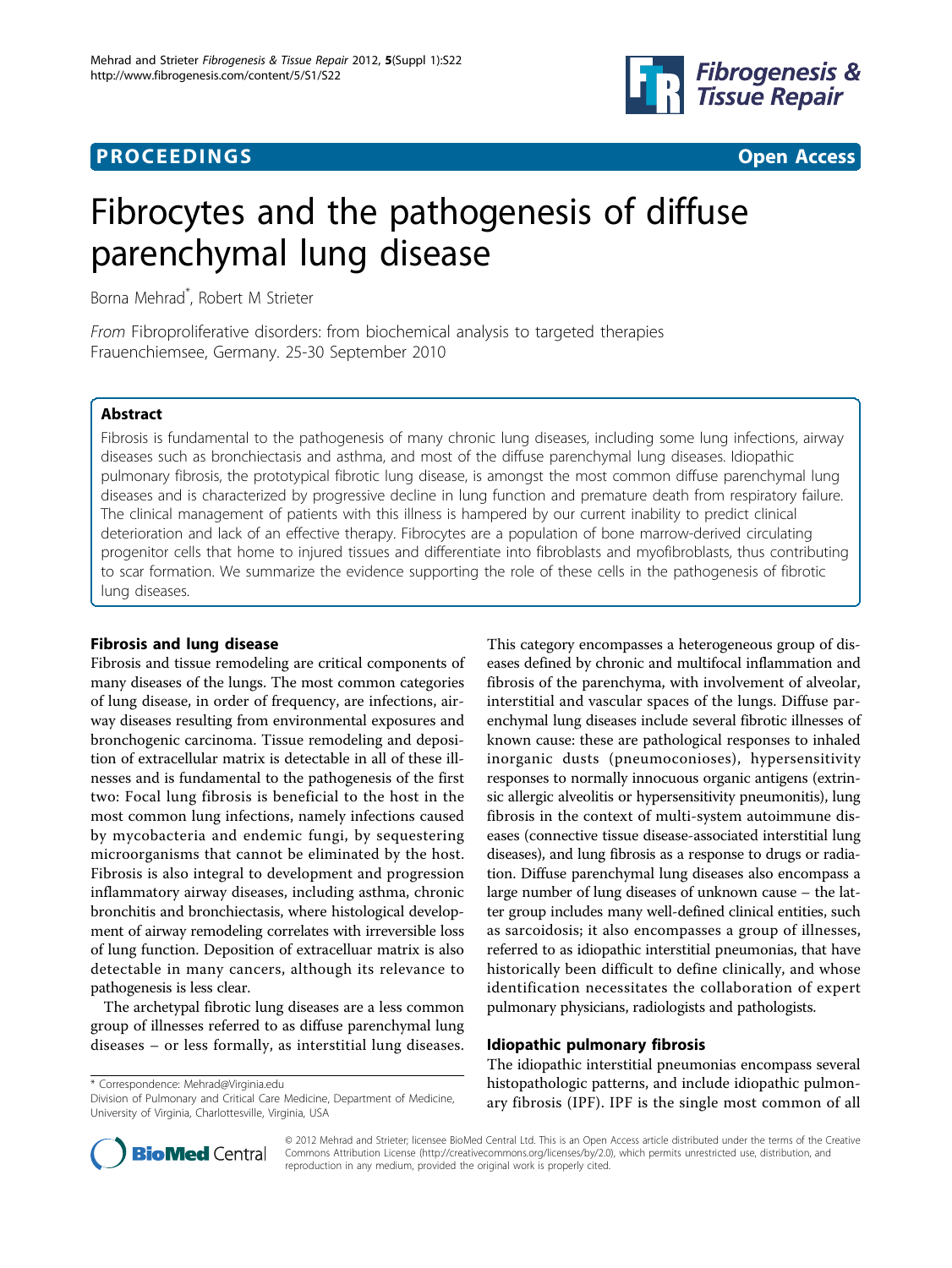**PROCEEDINGS** **Open Access**

# Fibrocytes and the pathogenesis of diffuse parenchymal lung disease

Borna Mehrad*, Robert M Strieter

*From* Fibroproliferative disorders: from biochemical analysis to targeted therapies
Frauenchiemsee, Germany. 25-30 September 2010

## Abstract

Fibrosis is fundamental to the pathogenesis of many chronic lung diseases, including some lung infections, airway diseases such as bronchiectasis and asthma, and most of the diffuse parenchymal lung diseases. Idiopathic pulmonary fibrosis, the prototypical fibrotic lung disease, is amongst the most common diffuse parenchymal lung diseases and is characterized by progressive decline in lung function and premature death from respiratory failure. The clinical management of patients with this illness is hampered by our current inability to predict clinical deterioration and lack of an effective therapy. Fibrocytes are a population of bone marrow-derived circulating progenitor cells that home to injured tissues and differentiate into fibroblasts and myofibroblasts, thus contributing to scar formation. We summarize the evidence supporting the role of these cells in the pathogenesis of fibrotic lung diseases.

## Fibrosis and lung disease

Fibrosis and tissue remodeling are critical components of many diseases of the lungs. The most common categories of lung disease, in order of frequency, are infections, airway diseases resulting from environmental exposures and bronchogenic carcinoma. Tissue remodeling and deposition of extracellular matrix is detectable in all of these illnesses and is fundamental to the pathogenesis of the first two: Focal lung fibrosis is beneficial to the host in the most common lung infections, namely infections caused by mycobacteria and endemic fungi, by sequestering microorganisms that cannot be eliminated by the host. Fibrosis is also integral to development and progression inflammatory airway diseases, including asthma, chronic bronchitis and bronchiectasis, where histological development of airway remodeling correlates with irreversible loss of lung function. Deposition of extracelluar matrix is also detectable in many cancers, although its relevance to pathogenesis is less clear.

The archetypal fibrotic lung diseases are a less common group of illnesses referred to as diffuse parenchymal lung diseases – or less formally, as interstitial lung diseases. This category encompasses a heterogeneous group of diseases defined by chronic and multifocal inflammation and fibrosis of the parenchyma, with involvement of alveolar, interstitial and vascular spaces of the lungs. Diffuse parenchymal lung diseases include several fibrotic illnesses of known cause: these are pathological responses to inhaled inorganic dusts (pneumoconioses), hypersensitivity responses to normally innocuous organic antigens (extrinsic allergic alveolitis or hypersensitivity pneumonitis), lung fibrosis in the context of multi-system autoimmune diseases (connective tissue disease-associated interstitial lung diseases), and lung fibrosis as a response to drugs or radiation. Diffuse parenchymal lung diseases also encompass a large number of lung diseases of unknown cause – the latter group includes many well-defined clinical entities, such as sarcoidosis; it also encompasses a group of illnesses, referred to as idiopathic interstitial pneumonias, that have historically been difficult to define clinically, and whose identification necessitates the collaboration of expert pulmonary physicians, radiologists and pathologists.

## Idiopathic pulmonary fibrosis

The idiopathic interstitial pneumonias encompass several histopathologic patterns, and include idiopathic pulmonary fibrosis (IPF). IPF is the single most common of all

\* Correspondence: Mehrad@Virginia.edu
Division of Pulmonary and Critical Care Medicine, Department of Medicine, University of Virginia, Charlottesville, Virginia, USA

© 2012 Mehrad and Strieter; licensee BioMed Central Ltd. This is an Open Access article distributed under the terms of the Creative Commons Attribution License (http://creativecommons.org/licenses/by/2.0), which permits unrestricted use, distribution, and reproduction in any medium, provided the original work is properly cited.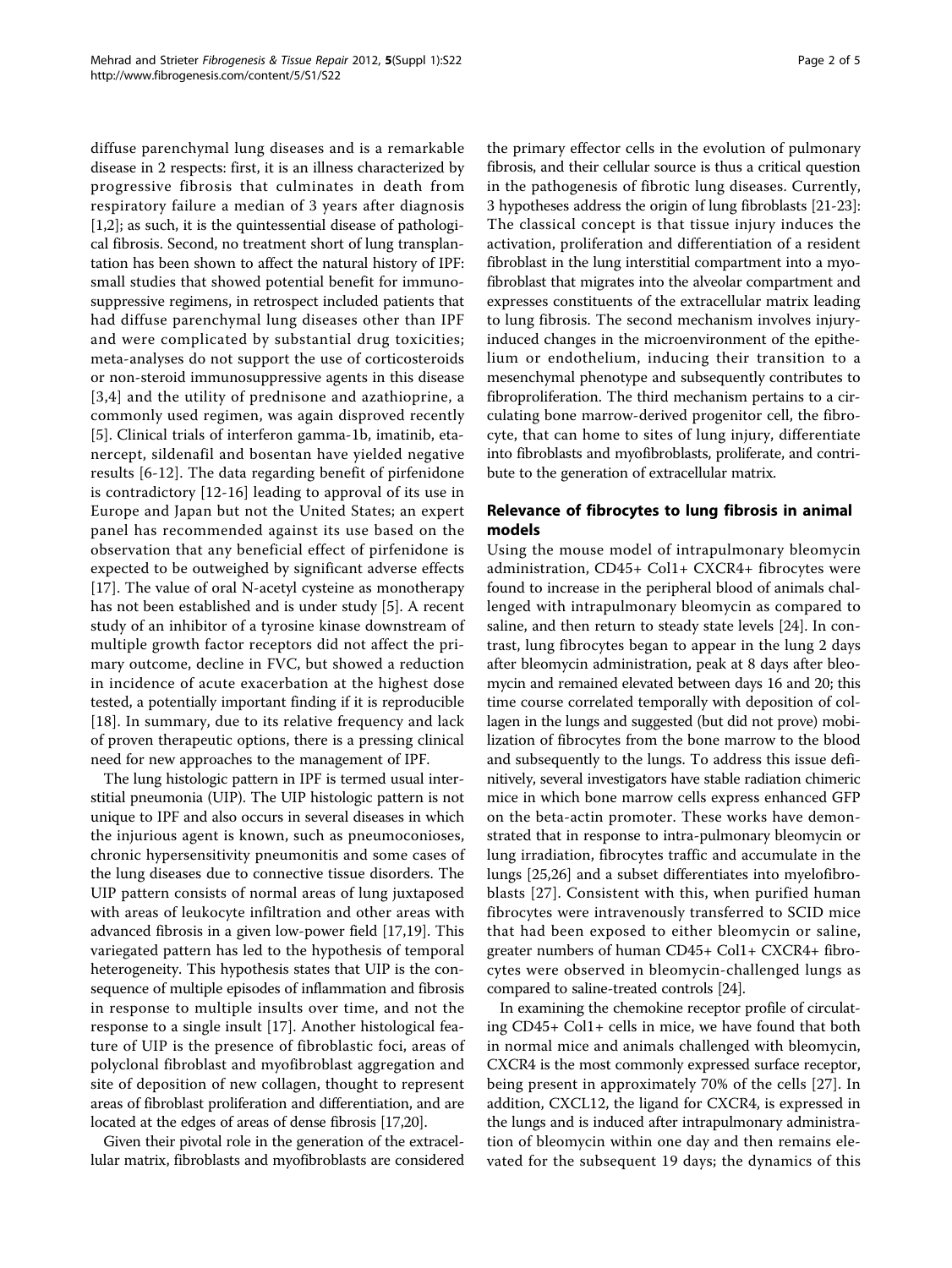diffuse parenchymal lung diseases and is a remarkable disease in 2 respects: first, it is an illness characterized by progressive fibrosis that culminates in death from respiratory failure a median of 3 years after diagnosis [1,2]; as such, it is the quintessential disease of pathological fibrosis. Second, no treatment short of lung transplantation has been shown to affect the natural history of IPF: small studies that showed potential benefit for immunosuppressive regimens, in retrospect included patients that had diffuse parenchymal lung diseases other than IPF and were complicated by substantial drug toxicities; meta-analyses do not support the use of corticosteroids or non-steroid immunosuppressive agents in this disease [3,4] and the utility of prednisone and azathioprine, a commonly used regimen, was again disproved recently [5]. Clinical trials of interferon gamma-1b, imatinib, etanercept, sildenafil and bosentan have yielded negative results [6-12]. The data regarding benefit of pirfenidone is contradictory [12-16] leading to approval of its use in Europe and Japan but not the United States; an expert panel has recommended against its use based on the observation that any beneficial effect of pirfenidone is expected to be outweighed by significant adverse effects [17]. The value of oral N-acetyl cysteine as monotherapy has not been established and is under study [5]. A recent study of an inhibitor of a tyrosine kinase downstream of multiple growth factor receptors did not affect the primary outcome, decline in FVC, but showed a reduction in incidence of acute exacerbation at the highest dose tested, a potentially important finding if it is reproducible [18]. In summary, due to its relative frequency and lack of proven therapeutic options, there is a pressing clinical need for new approaches to the management of IPF.

The lung histologic pattern in IPF is termed usual interstitial pneumonia (UIP). The UIP histologic pattern is not unique to IPF and also occurs in several diseases in which the injurious agent is known, such as pneumoconioses, chronic hypersensitivity pneumonitis and some cases of the lung diseases due to connective tissue disorders. The UIP pattern consists of normal areas of lung juxtaposed with areas of leukocyte infiltration and other areas with advanced fibrosis in a given low-power field [17,19]. This variegated pattern has led to the hypothesis of temporal heterogeneity. This hypothesis states that UIP is the consequence of multiple episodes of inflammation and fibrosis in response to multiple insults over time, and not the response to a single insult [17]. Another histological feature of UIP is the presence of fibroblastic foci, areas of polyclonal fibroblast and myofibroblast aggregation and site of deposition of new collagen, thought to represent areas of fibroblast proliferation and differentiation, and are located at the edges of areas of dense fibrosis [17,20].

Given their pivotal role in the generation of the extracellular matrix, fibroblasts and myofibroblasts are considered the primary effector cells in the evolution of pulmonary fibrosis, and their cellular source is thus a critical question in the pathogenesis of fibrotic lung diseases. Currently, 3 hypotheses address the origin of lung fibroblasts [21-23]: The classical concept is that tissue injury induces the activation, proliferation and differentiation of a resident fibroblast in the lung interstitial compartment into a myofibroblast that migrates into the alveolar compartment and expresses constituents of the extracellular matrix leading to lung fibrosis. The second mechanism involves injury-induced changes in the microenvironment of the epithelium or endothelium, inducing their transition to a mesenchymal phenotype and subsequently contributes to fibroproliferation. The third mechanism pertains to a circulating bone marrow-derived progenitor cell, the fibrocyte, that can home to sites of lung injury, differentiate into fibroblasts and myofibroblasts, proliferate, and contribute to the generation of extracellular matrix.

## Relevance of fibrocytes to lung fibrosis in animal models

Using the mouse model of intrapulmonary bleomycin administration, CD45+ Col1+ CXCR4+ fibrocytes were found to increase in the peripheral blood of animals challenged with intrapulmonary bleomycin as compared to saline, and then return to steady state levels [24]. In contrast, lung fibrocytes began to appear in the lung 2 days after bleomycin administration, peak at 8 days after bleomycin and remained elevated between days 16 and 20; this time course correlated temporally with deposition of collagen in the lungs and suggested (but did not prove) mobilization of fibrocytes from the bone marrow to the blood and subsequently to the lungs. To address this issue definitively, several investigators have stable radiation chimeric mice in which bone marrow cells express enhanced GFP on the beta-actin promoter. These works have demonstrated that in response to intra-pulmonary bleomycin or lung irradiation, fibrocytes traffic and accumulate in the lungs [25,26] and a subset differentiates into myelofibroblasts [27]. Consistent with this, when purified human fibrocytes were intravenously transferred to SCID mice that had been exposed to either bleomycin or saline, greater numbers of human CD45+ Col1+ CXCR4+ fibrocytes were observed in bleomycin-challenged lungs as compared to saline-treated controls [24].

In examining the chemokine receptor profile of circulating CD45+ Col1+ cells in mice, we have found that both in normal mice and animals challenged with bleomycin, CXCR4 is the most commonly expressed surface receptor, being present in approximately 70% of the cells [27]. In addition, CXCL12, the ligand for CXCR4, is expressed in the lungs and is induced after intrapulmonary administration of bleomycin within one day and then remains elevated for the subsequent 19 days; the dynamics of this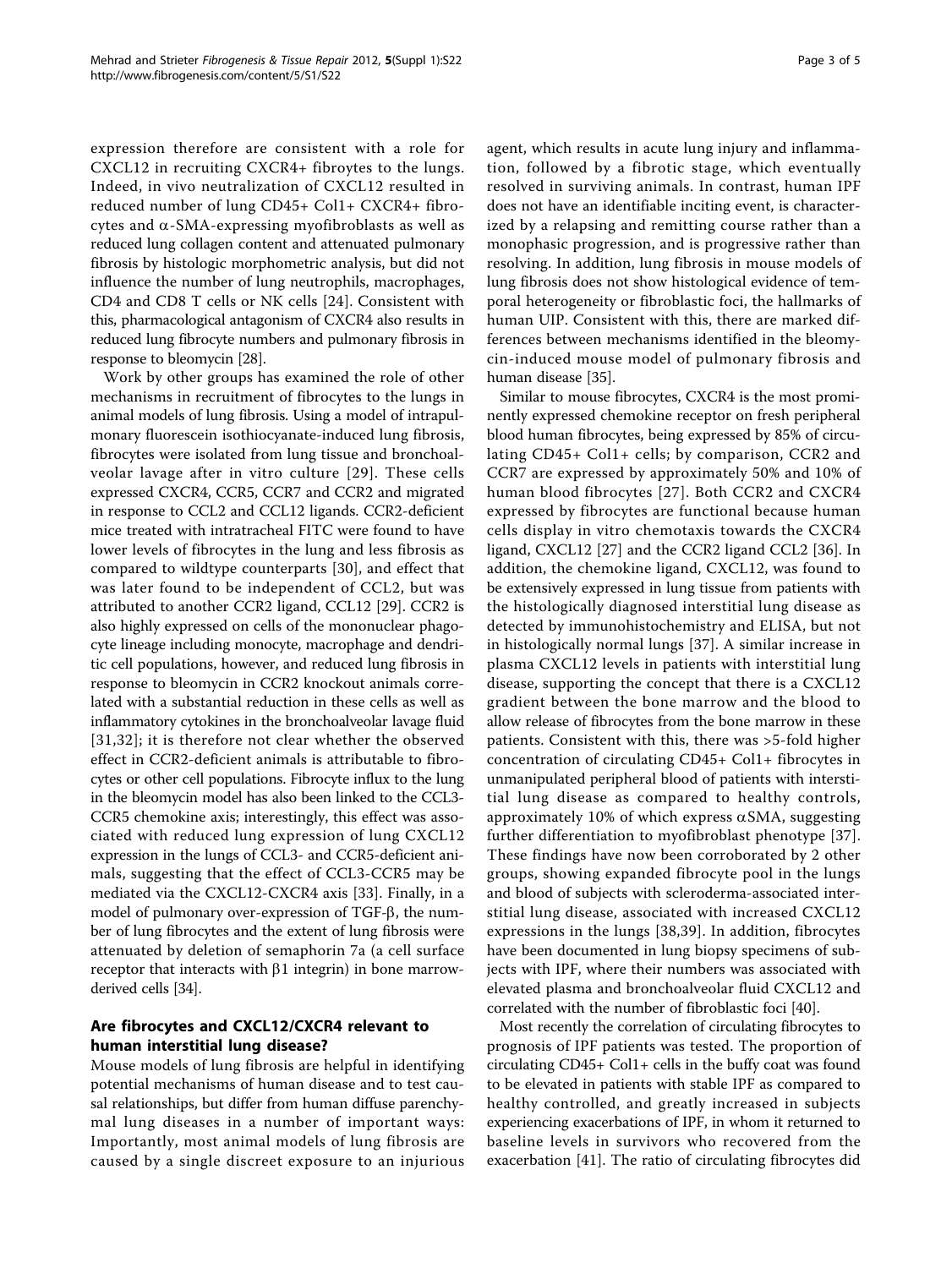expression therefore are consistent with a role for CXCL12 in recruiting CXCR4+ fibroytes to the lungs. Indeed, in vivo neutralization of CXCL12 resulted in reduced number of lung CD45+ Col1+ CXCR4+ fibrocytes and $\alpha$-SMA-expressing myofibroblasts as well as reduced lung collagen content and attenuated pulmonary fibrosis by histologic morphometric analysis, but did not influence the number of lung neutrophils, macrophages, CD4 and CD8 T cells or NK cells [24]. Consistent with this, pharmacological antagonism of CXCR4 also results in reduced lung fibrocyte numbers and pulmonary fibrosis in response to bleomycin [28].

Work by other groups has examined the role of other mechanisms in recruitment of fibrocytes to the lungs in animal models of lung fibrosis. Using a model of intrapulmonary fluorescein isothiocyanate-induced lung fibrosis, fibrocytes were isolated from lung tissue and bronchoalveolar lavage after in vitro culture [29]. These cells expressed CXCR4, CCR5, CCR7 and CCR2 and migrated in response to CCL2 and CCL12 ligands. CCR2-deficient mice treated with intratracheal FITC were found to have lower levels of fibrocytes in the lung and less fibrosis as compared to wildtype counterparts [30], and effect that was later found to be independent of CCL2, but was attributed to another CCR2 ligand, CCL12 [29]. CCR2 is also highly expressed on cells of the mononuclear phagocyte lineage including monocyte, macrophage and dendritic cell populations, however, and reduced lung fibrosis in response to bleomycin in CCR2 knockout animals correlated with a substantial reduction in these cells as well as inflammatory cytokines in the bronchoalveolar lavage fluid [31,32]; it is therefore not clear whether the observed effect in CCR2-deficient animals is attributable to fibrocytes or other cell populations. Fibrocyte influx to the lung in the bleomycin model has also been linked to the CCL3-CCR5 chemokine axis; interestingly, this effect was associated with reduced lung expression of lung CXCL12 expression in the lungs of CCL3- and CCR5-deficient animals, suggesting that the effect of CCL3-CCR5 may be mediated via the CXCL12-CXCR4 axis [33]. Finally, in a model of pulmonary over-expression of TGF-$\beta$, the number of lung fibrocytes and the extent of lung fibrosis were attenuated by deletion of semaphorin 7a (a cell surface receptor that interacts with $\beta$1 integrin) in bone marrow-derived cells [34].

## Are fibrocytes and CXCL12/CXCR4 relevant to human interstitial lung disease?

Mouse models of lung fibrosis are helpful in identifying potential mechanisms of human disease and to test causal relationships, but differ from human diffuse parenchymal lung diseases in a number of important ways: Importantly, most animal models of lung fibrosis are caused by a single discreet exposure to an injurious agent, which results in acute lung injury and inflammation, followed by a fibrotic stage, which eventually resolved in surviving animals. In contrast, human IPF does not have an identifiable inciting event, is characterized by a relapsing and remitting course rather than a monophasic progression, and is progressive rather than resolving. In addition, lung fibrosis in mouse models of lung fibrosis does not show histological evidence of temporal heterogeneity or fibroblastic foci, the hallmarks of human UIP. Consistent with this, there are marked differences between mechanisms identified in the bleomycin-induced mouse model of pulmonary fibrosis and human disease [35].

Similar to mouse fibrocytes, CXCR4 is the most prominently expressed chemokine receptor on fresh peripheral blood human fibrocytes, being expressed by 85% of circulating CD45+ Col1+ cells; by comparison, CCR2 and CCR7 are expressed by approximately 50% and 10% of human blood fibrocytes [27]. Both CCR2 and CXCR4 expressed by fibrocytes are functional because human cells display in vitro chemotaxis towards the CXCR4 ligand, CXCL12 [27] and the CCR2 ligand CCL2 [36]. In addition, the chemokine ligand, CXCL12, was found to be extensively expressed in lung tissue from patients with the histologically diagnosed interstitial lung disease as detected by immunohistochemistry and ELISA, but not in histologically normal lungs [37]. A similar increase in plasma CXCL12 levels in patients with interstitial lung disease, supporting the concept that there is a CXCL12 gradient between the bone marrow and the blood to allow release of fibrocytes from the bone marrow in these patients. Consistent with this, there was >5-fold higher concentration of circulating CD45+ Col1+ fibrocytes in unmanipulated peripheral blood of patients with interstitial lung disease as compared to healthy controls, approximately 10% of which express $\alpha$SMA, suggesting further differentiation to myofibroblast phenotype [37]. These findings have now been corroborated by 2 other groups, showing expanded fibrocyte pool in the lungs and blood of subjects with scleroderma-associated interstitial lung disease, associated with increased CXCL12 expressions in the lungs [38,39]. In addition, fibrocytes have been documented in lung biopsy specimens of subjects with IPF, where their numbers was associated with elevated plasma and bronchoalveolar fluid CXCL12 and correlated with the number of fibroblastic foci [40].

Most recently the correlation of circulating fibrocytes to prognosis of IPF patients was tested. The proportion of circulating CD45+ Col1+ cells in the buffy coat was found to be elevated in patients with stable IPF as compared to healthy controlled, and greatly increased in subjects experiencing exacerbations of IPF, in whom it returned to baseline levels in survivors who recovered from the exacerbation [41]. The ratio of circulating fibrocytes did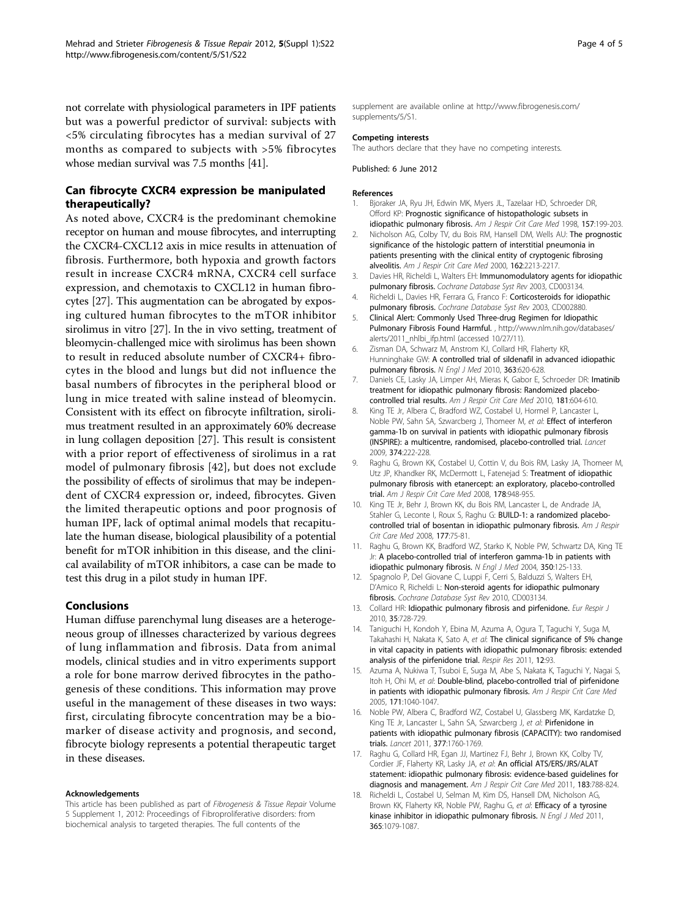not correlate with physiological parameters in IPF patients but was a powerful predictor of survival: subjects with <5% circulating fibrocytes has a median survival of 27 months as compared to subjects with >5% fibrocytes whose median survival was 7.5 months [41].

## Can fibrocyte CXCR4 expression be manipulated therapeutically?

As noted above, CXCR4 is the predominant chemokine receptor on human and mouse fibrocytes, and interrupting the CXCR4-CXCL12 axis in mice results in attenuation of fibrosis. Furthermore, both hypoxia and growth factors result in increase CXCR4 mRNA, CXCR4 cell surface expression, and chemotaxis to CXCL12 in human fibrocytes [27]. This augmentation can be abrogated by exposing cultured human fibrocytes to the mTOR inhibitor sirolimus in vitro [27]. In the in vivo setting, treatment of bleomycin-challenged mice with sirolimus has been shown to result in reduced absolute number of CXCR4+ fibrocytes in the blood and lungs but did not influence the basal numbers of fibrocytes in the peripheral blood or lung in mice treated with saline instead of bleomycin. Consistent with its effect on fibrocyte infiltration, sirolimus treatment resulted in an approximately 60% decrease in lung collagen deposition [27]. This result is consistent with a prior report of effectiveness of sirolimus in a rat model of pulmonary fibrosis [42], but does not exclude the possibility of effects of sirolimus that may be independent of CXCR4 expression or, indeed, fibrocytes. Given the limited therapeutic options and poor prognosis of human IPF, lack of optimal animal models that recapitulate the human disease, biological plausibility of a potential benefit for mTOR inhibition in this disease, and the clinical availability of mTOR inhibitors, a case can be made to test this drug in a pilot study in human IPF.

## Conclusions

Human diffuse parenchymal lung diseases are a heterogeneous group of illnesses characterized by various degrees of lung inflammation and fibrosis. Data from animal models, clinical studies and in vitro experiments support a role for bone marrow derived fibrocytes in the pathogenesis of these conditions. This information may prove useful in the management of these diseases in two ways: first, circulating fibrocyte concentration may be a biomarker of disease activity and prognosis, and second, fibrocyte biology represents a potential therapeutic target in these diseases.

#### Acknowledgements

This article has been published as part of *Fibrogenesis & Tissue Repair* Volume 5 Supplement 1, 2012: Proceedings of Fibroproliferative disorders: from biochemical analysis to targeted therapies. The full contents of the supplement are available online at http://www.fibrogenesis.com/supplements/5/S1.

#### Competing interests

The authors declare that they have no competing interests.

Published: 6 June 2012

#### References

1. Bjoraker JA, Ryu JH, Edwin MK, Myers JL, Tazelaar HD, Schroeder DR, Offord KP: **Prognostic significance of histopathologic subsets in idiopathic pulmonary fibrosis.** *Am J Respir Crit Care Med* 1998, **157**:199-203.
2. Nicholson AG, Colby TV, du Bois RM, Hansell DM, Wells AU: **The prognostic significance of the histologic pattern of interstitial pneumonia in patients presenting with the clinical entity of cryptogenic fibrosing alveolitis.** *Am J Respir Crit Care Med* 2000, **162**:2213-2217.
3. Davies HR, Richeldi L, Walters EH: **Immunomodulatory agents for idiopathic pulmonary fibrosis.** *Cochrane Database Syst Rev* 2003, CD003134.
4. Richeldi L, Davies HR, Ferrara G, Franco F: **Corticosteroids for idiopathic pulmonary fibrosis.** *Cochrane Database Syst Rev* 2003, CD002880.
5. **Clinical Alert: Commonly Used Three-drug Regimen for Idiopathic Pulmonary Fibrosis Found Harmful.** , http://www.nlm.nih.gov/databases/alerts/2011_nhlbi_ifp.html (accessed 10/27/11).
6. Zisman DA, Schwarz M, Anstrom KJ, Collard HR, Flaherty KR, Hunninghake GW: **A controlled trial of sildenafil in advanced idiopathic pulmonary fibrosis.** *N Engl J Med* 2010, **363**:620-628.
7. Daniels CE, Lasky JA, Limper AH, Mieras K, Gabor E, Schroeder DR: **Imatinib treatment for idiopathic pulmonary fibrosis: Randomized placebo-controlled trial results.** *Am J Respir Crit Care Med* 2010, **181**:604-610.
8. King TE Jr, Albera C, Bradford WZ, Costabel U, Hormel P, Lancaster L, Noble PW, Sahn SA, Szwarcberg J, Thomeer M, *et al*: **Effect of interferon gamma-1b on survival in patients with idiopathic pulmonary fibrosis (INSPIRE): a multicentre, randomised, placebo-controlled trial.** *Lancet* 2009, **374**:222-228.
9. Raghu G, Brown KK, Costabel U, Cottin V, du Bois RM, Lasky JA, Thomeer M, Utz JP, Khandker RK, McDermott L, Fatenejad S: **Treatment of idiopathic pulmonary fibrosis with etanercept: an exploratory, placebo-controlled trial.** *Am J Respir Crit Care Med* 2008, **178**:948-955.
10. King TE Jr, Behr J, Brown KK, du Bois RM, Lancaster L, de Andrade JA, Stahler G, Leconte I, Roux S, Raghu G: **BUILD-1: a randomized placebo-controlled trial of bosentan in idiopathic pulmonary fibrosis.** *Am J Respir Crit Care Med* 2008, **177**:75-81.
11. Raghu G, Brown KK, Bradford WZ, Starko K, Noble PW, Schwartz DA, King TE Jr: **A placebo-controlled trial of interferon gamma-1b in patients with idiopathic pulmonary fibrosis.** *N Engl J Med* 2004, **350**:125-133.
12. Spagnolo P, Del Giovane C, Luppi F, Cerri S, Balduzzi S, Walters EH, D'Amico R, Richeldi L: **Non-steroid agents for idiopathic pulmonary fibrosis.** *Cochrane Database Syst Rev* 2010, CD003134.
13. Collard HR: **Idiopathic pulmonary fibrosis and pirfenidone.** *Eur Respir J* 2010, **35**:728-729.
14. Taniguchi H, Kondoh Y, Ebina M, Azuma A, Ogura T, Taguchi Y, Suga M, Takahashi H, Nakata K, Sato A, *et al*: **The clinical significance of 5% change in vital capacity in patients with idiopathic pulmonary fibrosis: extended analysis of the pirfenidone trial.** *Respir Res* 2011, **12**:93.
15. Azuma A, Nukiwa T, Tsuboi E, Suga M, Abe S, Nakata K, Taguchi Y, Nagai S, Itoh H, Ohi M, *et al*: **Double-blind, placebo-controlled trial of pirfenidone in patients with idiopathic pulmonary fibrosis.** *Am J Respir Crit Care Med* 2005, **171**:1040-1047.
16. Noble PW, Albera C, Bradford WZ, Costabel U, Glassberg MK, Kardatzke D, King TE Jr, Lancaster L, Sahn SA, Szwarcberg J, *et al*: **Pirfenidone in patients with idiopathic pulmonary fibrosis (CAPACITY): two randomised trials.** *Lancet* 2011, **377**:1760-1769.
17. Raghu G, Collard HR, Egan JJ, Martinez FJ, Behr J, Brown KK, Colby TV, Cordier JF, Flaherty KR, Lasky JA, *et al*: **An official ATS/ERS/JRS/ALAT statement: idiopathic pulmonary fibrosis: evidence-based guidelines for diagnosis and management.** *Am J Respir Crit Care Med* 2011, **183**:788-824.
18. Richeldi L, Costabel U, Selman M, Kim DS, Hansell DM, Nicholson AG, Brown KK, Flaherty KR, Noble PW, Raghu G, *et al*: **Efficacy of a tyrosine kinase inhibitor in idiopathic pulmonary fibrosis.** *N Engl J Med* 2011, **365**:1079-1087.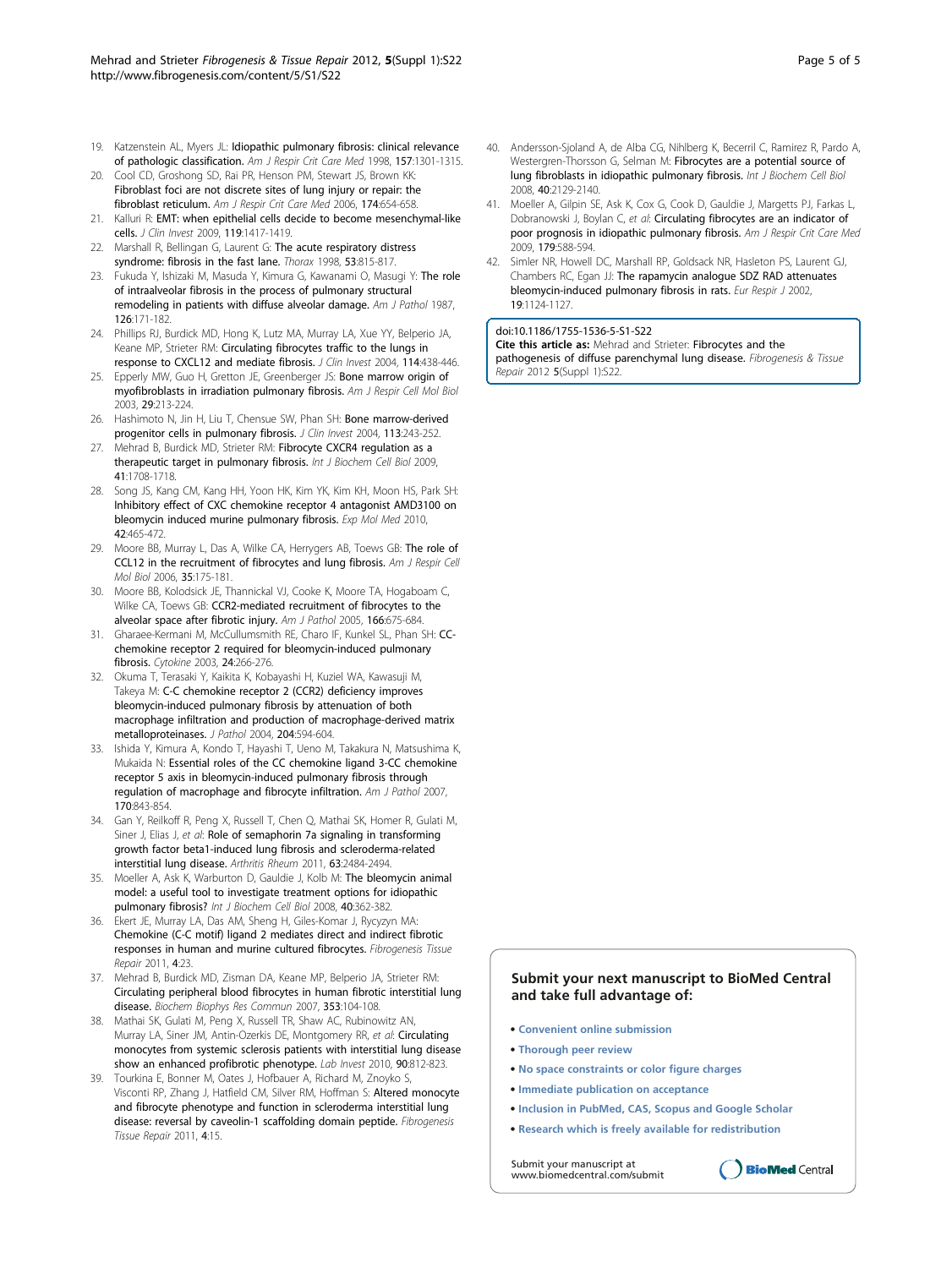19. Katzenstein AL, Myers JL: **Idiopathic pulmonary fibrosis: clinical relevance of pathologic classification.** *Am J Respir Crit Care Med* 1998, **157**:1301-1315.
20. Cool CD, Groshong SD, Rai PR, Henson PM, Stewart JS, Brown KK: **Fibroblast foci are not discrete sites of lung injury or repair: the fibroblast reticulum.** *Am J Respir Crit Care Med* 2006, **174**:654-658.
21. Kalluri R: **EMT: when epithelial cells decide to become mesenchymal-like cells.** *J Clin Invest* 2009, **119**:1417-1419.
22. Marshall R, Bellingan G, Laurent G: **The acute respiratory distress syndrome: fibrosis in the fast lane.** *Thorax* 1998, **53**:815-817.
23. Fukuda Y, Ishizaki M, Masuda Y, Kimura G, Kawanami O, Masugi Y: **The role of intraalveolar fibrosis in the process of pulmonary structural remodeling in patients with diffuse alveolar damage.** *Am J Pathol* 1987, **126**:171-182.
24. Phillips RJ, Burdick MD, Hong K, Lutz MA, Murray LA, Xue YY, Belperio JA, Keane MP, Strieter RM: **Circulating fibrocytes traffic to the lungs in response to CXCL12 and mediate fibrosis.** *J Clin Invest* 2004, **114**:438-446.
25. Epperly MW, Guo H, Gretton JE, Greenberger JS: **Bone marrow origin of myofibroblasts in irradiation pulmonary fibrosis.** *Am J Respir Cell Mol Biol* 2003, **29**:213-224.
26. Hashimoto N, Jin H, Liu T, Chensue SW, Phan SH: **Bone marrow-derived progenitor cells in pulmonary fibrosis.** *J Clin Invest* 2004, **113**:243-252.
27. Mehrad B, Burdick MD, Strieter RM: **Fibrocyte CXCR4 regulation as a therapeutic target in pulmonary fibrosis.** *Int J Biochem Cell Biol* 2009, **41**:1708-1718.
28. Song JS, Kang CM, Kang HH, Yoon HK, Kim YK, Kim KH, Moon HS, Park SH: **Inhibitory effect of CXC chemokine receptor 4 antagonist AMD3100 on bleomycin induced murine pulmonary fibrosis.** *Exp Mol Med* 2010, **42**:465-472.
29. Moore BB, Murray L, Das A, Wilke CA, Herrygers AB, Toews GB: **The role of CCL12 in the recruitment of fibrocytes and lung fibrosis.** *Am J Respir Cell Mol Biol* 2006, **35**:175-181.
30. Moore BB, Kolodsick JE, Thannickal VJ, Cooke K, Moore TA, Hogaboam C, Wilke CA, Toews GB: **CCR2-mediated recruitment of fibrocytes to the alveolar space after fibrotic injury.** *Am J Pathol* 2005, **166**:675-684.
31. Gharaee-Kermani M, McCullumsmith RE, Charo IF, Kunkel SL, Phan SH: **CC-chemokine receptor 2 required for bleomycin-induced pulmonary fibrosis.** *Cytokine* 2003, **24**:266-276.
32. Okuma T, Terasaki Y, Kaikita K, Kobayashi H, Kuziel WA, Kawasuji M, Takeya M: **C-C chemokine receptor 2 (CCR2) deficiency improves bleomycin-induced pulmonary fibrosis by attenuation of both macrophage infiltration and production of macrophage-derived matrix metalloproteinases.** *J Pathol* 2004, **204**:594-604.
33. Ishida Y, Kimura A, Kondo T, Hayashi T, Ueno M, Takakura N, Matsushima K, Mukaida N: **Essential roles of the CC chemokine ligand 3-CC chemokine receptor 5 axis in bleomycin-induced pulmonary fibrosis through regulation of macrophage and fibrocyte infiltration.** *Am J Pathol* 2007, **170**:843-854.
34. Gan Y, Reilkoff R, Peng X, Russell T, Chen Q, Mathai SK, Homer R, Gulati M, Siner J, Elias J, *et al*: **Role of semaphorin 7a signaling in transforming growth factor beta1-induced lung fibrosis and scleroderma-related interstitial lung disease.** *Arthritis Rheum* 2011, **63**:2484-2494.
35. Moeller A, Ask K, Warburton D, Gauldie J, Kolb M: **The bleomycin animal model: a useful tool to investigate treatment options for idiopathic pulmonary fibrosis?** *Int J Biochem Cell Biol* 2008, **40**:362-382.
36. Ekert JE, Murray LA, Das AM, Sheng H, Giles-Komar J, Rycyzyn MA: **Chemokine (C-C motif) ligand 2 mediates direct and indirect fibrotic responses in human and murine cultured fibrocytes.** *Fibrogenesis Tissue Repair* 2011, **4**:23.
37. Mehrad B, Burdick MD, Zisman DA, Keane MP, Belperio JA, Strieter RM: **Circulating peripheral blood fibrocytes in human fibrotic interstitial lung disease.** *Biochem Biophys Res Commun* 2007, **353**:104-108.
38. Mathai SK, Gulati M, Peng X, Russell TR, Shaw AC, Rubinowitz AN, Murray LA, Siner JM, Antin-Ozerkis DE, Montgomery RR, *et al*: **Circulating monocytes from systemic sclerosis patients with interstitial lung disease show an enhanced profibrotic phenotype.** *Lab Invest* 2010, **90**:812-823.
39. Tourkina E, Bonner M, Oates J, Hofbauer A, Richard M, Znoyko S, Visconti RP, Zhang J, Hatfield CM, Silver RM, Hoffman S: **Altered monocyte and fibrocyte phenotype and function in scleroderma interstitial lung disease: reversal by caveolin-1 scaffolding domain peptide.** *Fibrogenesis Tissue Repair* 2011, **4**:15.
40. Andersson-Sjoland A, de Alba CG, Nihlberg K, Becerril C, Ramirez R, Pardo A, Westergren-Thorsson G, Selman M: **Fibrocytes are a potential source of lung fibroblasts in idiopathic pulmonary fibrosis.** *Int J Biochem Cell Biol* 2008, **40**:2129-2140.
41. Moeller A, Gilpin SE, Ask K, Cox G, Cook D, Gauldie J, Margetts PJ, Farkas L, Dobranowski J, Boylan C, *et al*: **Circulating fibrocytes are an indicator of poor prognosis in idiopathic pulmonary fibrosis.** *Am J Respir Crit Care Med* 2009, **179**:588-594.
42. Simler NR, Howell DC, Marshall RP, Goldsack NR, Hasleton PS, Laurent GJ, Chambers RC, Egan JJ: **The rapamycin analogue SDZ RAD attenuates bleomycin-induced pulmonary fibrosis in rats.** *Eur Respir J* 2002, **19**:1124-1127.

doi:10.1186/1755-1536-5-S1-S22

**Cite this article as:** Mehrad and Strieter: Fibrocytes and the pathogenesis of diffuse parenchymal lung disease. *Fibrogenesis & Tissue Repair* 2012 **5**(Suppl 1):S22.

**Submit your next manuscript to BioMed Central and take full advantage of:**

- **Convenient online submission**
- **Thorough peer review**
- **No space constraints or color figure charges**
- **Immediate publication on acceptance**
- **Inclusion in PubMed, CAS, Scopus and Google Scholar**
- **Research which is freely available for redistribution**

Submit your manuscript at
www.biomedcentral.com/submit

BioMed Central